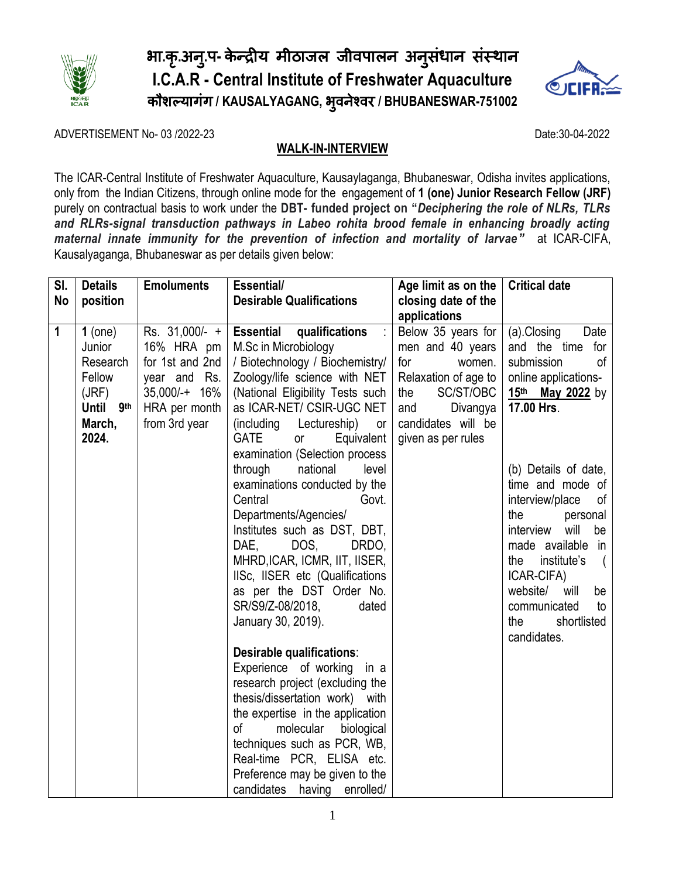# भा.कृ.अनु.प- केन्द्रीय मीठाजल जीवपालन अनुसंधान संस्थान
# I.C.A.R - Central Institute of Freshwater Aquaculture
## कौशल्यागंग / KAUSALYAGANG, भुवनेश्वर / BHUBANESWAR-751002

ADVERTISEMENT No- 03 /2022-23 Date:30-04-2022

**WALK-IN-INTERVIEW**

The ICAR-Central Institute of Freshwater Aquaculture, Kausaylaganga, Bhubaneswar, Odisha invites applications, only from the Indian Citizens, through online mode for the engagement of **1 (one) Junior Research Fellow (JRF)** purely on contractual basis to work under the **DBT- funded project on "*Deciphering the role of NLRs, TLRs and RLRs-signal transduction pathways in Labeo rohita brood female in enhancing broadly acting maternal innate immunity for the prevention of infection and mortality of larvae*"** at ICAR-CIFA, Kausalyaganga, Bhubaneswar as per details given below:

| Sl. No | Details position | Emoluments | Essential/ Desirable Qualifications | Age limit as on the closing date of the applications | Critical date |
|---|---|---|---|---|---|
| **1** | **1** (one) Junior Research Fellow (JRF) **Until 9th March, 2024.** | Rs. 31,000/- + 16% HRA pm for 1st and 2nd year and Rs. 35,000/-+ 16% HRA per month from 3rd year | **Essential qualifications** : M.Sc in Microbiology / Biotechnology / Biochemistry/ Zoology/life science with NET (National Eligibility Tests such as ICAR-NET/ CSIR-UGC NET (including Lectureship) or GATE or Equivalent examination (Selection process through national level examinations conducted by the Central Govt. Departments/Agencies/ Institutes such as DST, DBT, DAE, DOS, DRDO, MHRD,ICAR, ICMR, IIT, IISER, IISc, IISER etc (Qualifications as per the DST Order No. SR/S9/Z-08/2018, dated January 30, 2019).<br><br>**Desirable qualifications**: Experience of working in a research project (excluding the thesis/dissertation work) with the expertise in the application of molecular biological techniques such as PCR, WB, Real-time PCR, ELISA etc. Preference may be given to the candidates having enrolled/ | Below 35 years for men and 40 years for women. Relaxation of age to the SC/ST/OBC and Divangya candidates will be given as per rules | (a).Closing Date and the time for submission of online applications- **15th May 2022** by **17.00 Hrs**.<br><br>(b) Details of date, time and mode of interview/place of the personal interview will be made available in the institute's ( ICAR-CIFA) website/ will be communicated to the shortlisted candidates. |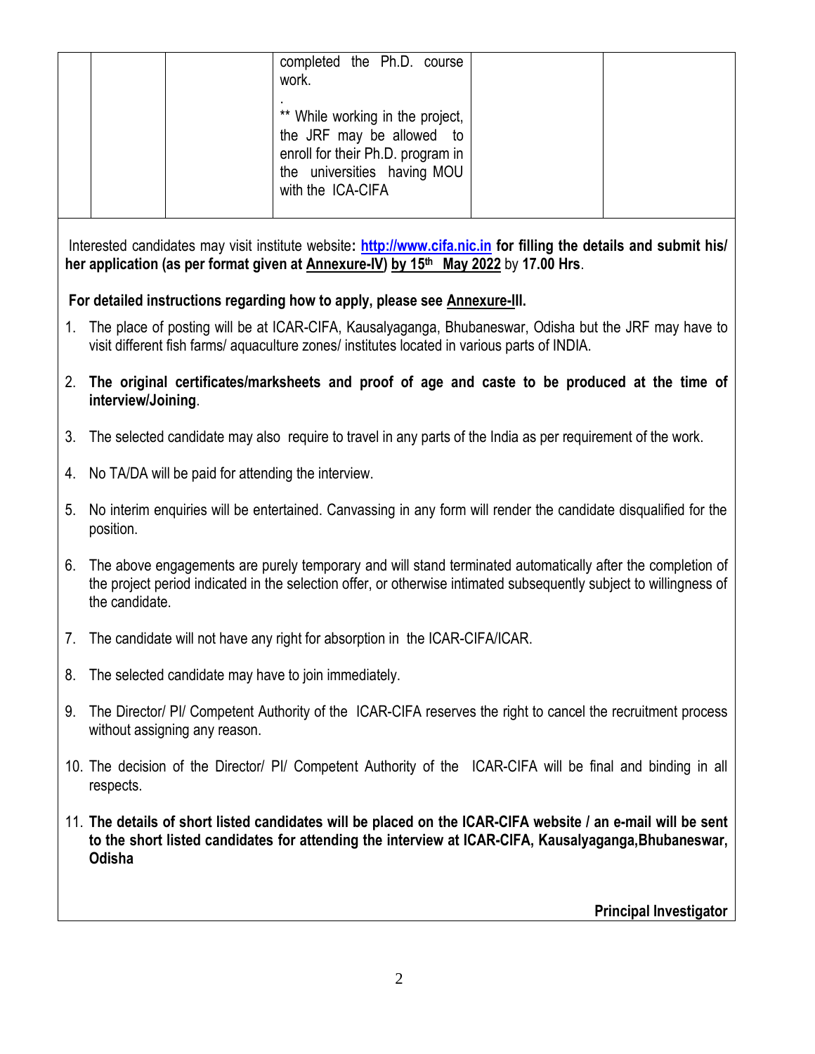| | | | completed the Ph.D. course work.<br><br>.<br>** While working in the project, the JRF may be allowed to enroll for their Ph.D. program in the universities having MOU with the ICA-CIFA | | |
|---|---|---|---|---|---|

Interested candidates may visit institute website**: http://www.cifa.nic.in for filling the details and submit his/ her application (as per format given at Annexure-IV) by 15th May 2022** by **17.00 Hrs**.

**For detailed instructions regarding how to apply, please see Annexure-III.**

1. The place of posting will be at ICAR-CIFA, Kausalyaganga, Bhubaneswar, Odisha but the JRF may have to visit different fish farms/ aquaculture zones/ institutes located in various parts of INDIA.
2. **The original certificates/marksheets and proof of age and caste to be produced at the time of interview/Joining**.
3. The selected candidate may also require to travel in any parts of the India as per requirement of the work.
4. No TA/DA will be paid for attending the interview.
5. No interim enquiries will be entertained. Canvassing in any form will render the candidate disqualified for the position.
6. The above engagements are purely temporary and will stand terminated automatically after the completion of the project period indicated in the selection offer, or otherwise intimated subsequently subject to willingness of the candidate.
7. The candidate will not have any right for absorption in the ICAR-CIFA/ICAR.
8. The selected candidate may have to join immediately.
9. The Director/ PI/ Competent Authority of the ICAR-CIFA reserves the right to cancel the recruitment process without assigning any reason.
10. The decision of the Director/ PI/ Competent Authority of the ICAR-CIFA will be final and binding in all respects.
11. **The details of short listed candidates will be placed on the ICAR-CIFA website / an e-mail will be sent to the short listed candidates for attending the interview at ICAR-CIFA, Kausalyaganga,Bhubaneswar, Odisha**

**Principal Investigator**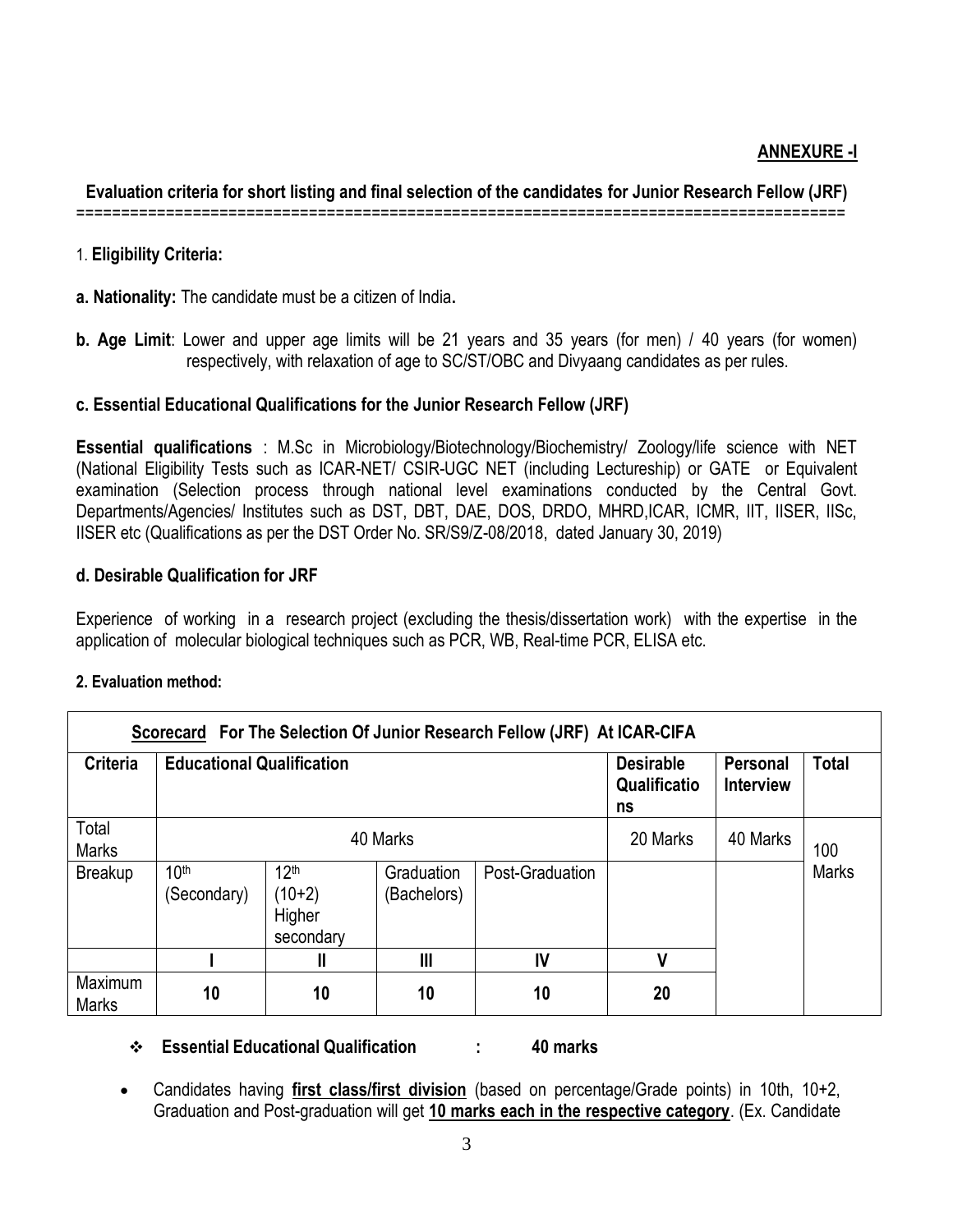**ANNEXURE -I**

**Evaluation criteria for short listing and final selection of the candidates for Junior Research Fellow (JRF)**

======================================================================================

1. **Eligibility Criteria:**

**a. Nationality:** The candidate must be a citizen of India**.**

**b. Age Limit**: Lower and upper age limits will be 21 years and 35 years (for men) / 40 years (for women) respectively, with relaxation of age to SC/ST/OBC and Divyaang candidates as per rules.

**c. Essential Educational Qualifications for the Junior Research Fellow (JRF)**

**Essential qualifications** : M.Sc in Microbiology/Biotechnology/Biochemistry/ Zoology/life science with NET (National Eligibility Tests such as ICAR-NET/ CSIR-UGC NET (including Lectureship) or GATE or Equivalent examination (Selection process through national level examinations conducted by the Central Govt. Departments/Agencies/ Institutes such as DST, DBT, DAE, DOS, DRDO, MHRD,ICAR, ICMR, IIT, IISER, IISc, IISER etc (Qualifications as per the DST Order No. SR/S9/Z-08/2018, dated January 30, 2019)

**d. Desirable Qualification for JRF**

Experience of working in a research project (excluding the thesis/dissertation work) with the expertise in the application of molecular biological techniques such as PCR, WB, Real-time PCR, ELISA etc.

**2. Evaluation method:**

| **Scorecard For The Selection Of Junior Research Fellow (JRF) At ICAR-CIFA** | | | | | | | |
|---|---|---|---|---|---|---|---|
| **Criteria** | **Educational Qualification** | | | | **Desirable Qualifications** | **Personal Interview** | **Total** |
| Total Marks | 40 Marks | | | | 20 Marks | 40 Marks | 100 Marks |
| Breakup | 10th (Secondary) | 12th (10+2) Higher secondary | Graduation (Bachelors) | Post-Graduation | | | |
| | **I** | **II** | **III** | **IV** | **V** | | |
| Maximum Marks | **10** | **10** | **10** | **10** | **20** | | |

- **Essential Educational Qualification : 40 marks**

- Candidates having **first class/first division** (based on percentage/Grade points) in 10th, 10+2, Graduation and Post-graduation will get **10 marks each in the respective category**. (Ex. Candidate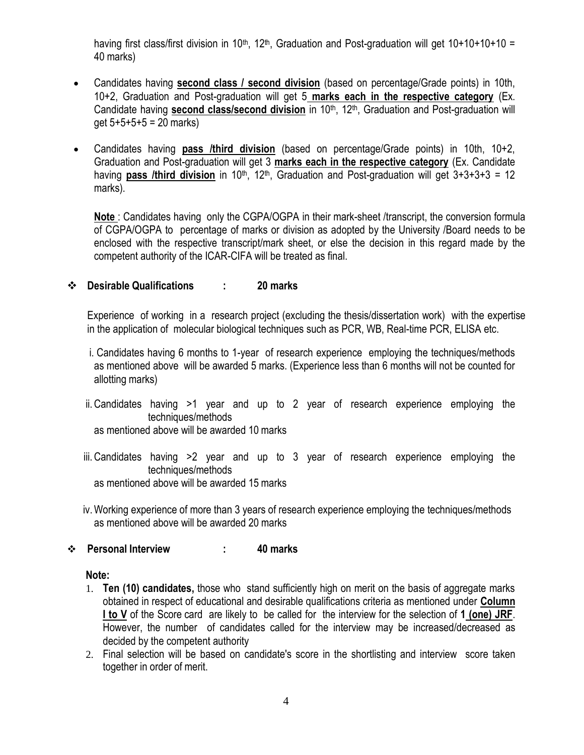having first class/first division in 10th, 12th, Graduation and Post-graduation will get 10+10+10+10 = 40 marks)

- Candidates having **second class / second division** (based on percentage/Grade points) in 10th, 10+2, Graduation and Post-graduation will get 5 **marks each in the respective category** (Ex. Candidate having **second class/second division** in 10th, 12th, Graduation and Post-graduation will get 5+5+5+5 = 20 marks)
- Candidates having **pass /third division** (based on percentage/Grade points) in 10th, 10+2, Graduation and Post-graduation will get 3 **marks each in the respective category** (Ex. Candidate having **pass /third division** in 10th, 12th, Graduation and Post-graduation will get 3+3+3+3 = 12 marks).

  **Note** : Candidates having only the CGPA/OGPA in their mark-sheet /transcript, the conversion formula of CGPA/OGPA to percentage of marks or division as adopted by the University /Board needs to be enclosed with the respective transcript/mark sheet, or else the decision in this regard made by the competent authority of the ICAR-CIFA will be treated as final.

❖ **Desirable Qualifications : 20 marks**

Experience of working in a research project (excluding the thesis/dissertation work) with the expertise in the application of molecular biological techniques such as PCR, WB, Real-time PCR, ELISA etc.

i. Candidates having 6 months to 1-year of research experience employing the techniques/methods as mentioned above will be awarded 5 marks. (Experience less than 6 months will not be counted for allotting marks)

ii. Candidates having >1 year and up to 2 year of research experience employing the techniques/methods as mentioned above will be awarded 10 marks

iii. Candidates having >2 year and up to 3 year of research experience employing the techniques/methods as mentioned above will be awarded 15 marks

iv. Working experience of more than 3 years of research experience employing the techniques/methods as mentioned above will be awarded 20 marks

❖ **Personal Interview : 40 marks**

**Note:**

1. **Ten (10) candidates,** those who stand sufficiently high on merit on the basis of aggregate marks obtained in respect of educational and desirable qualifications criteria as mentioned under **Column I to V** of the Score card are likely to be called for the interview for the selection of **1 (one) JRF**. However, the number of candidates called for the interview may be increased/decreased as decided by the competent authority
2. Final selection will be based on candidate's score in the shortlisting and interview score taken together in order of merit.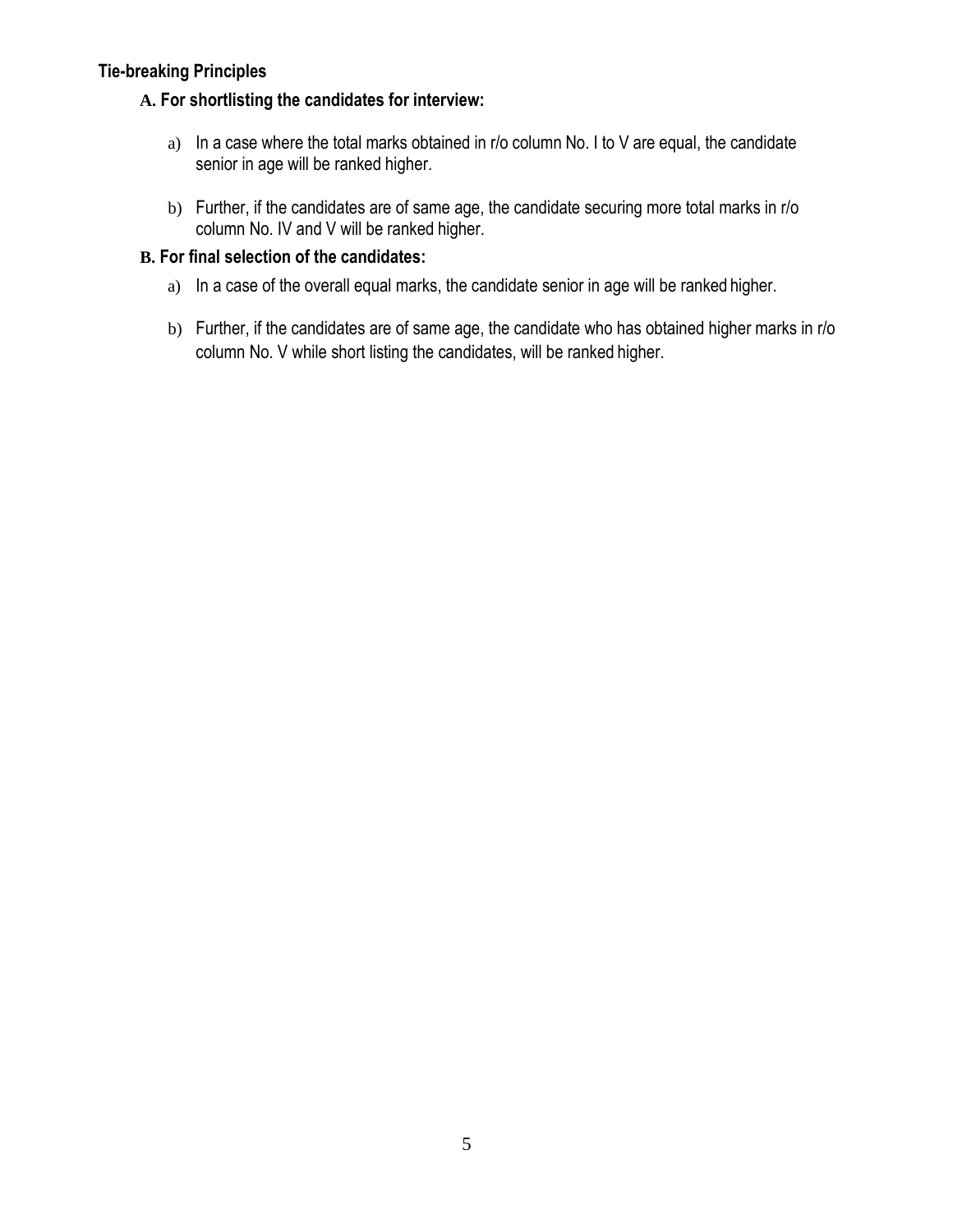### Tie-breaking Principles

#### A. For shortlisting the candidates for interview:

a) In a case where the total marks obtained in r/o column No. I to V are equal, the candidate senior in age will be ranked higher.

b) Further, if the candidates are of same age, the candidate securing more total marks in r/o column No. IV and V will be ranked higher.

#### B. For final selection of the candidates:

a) In a case of the overall equal marks, the candidate senior in age will be ranked higher.

b) Further, if the candidates are of same age, the candidate who has obtained higher marks in r/o column No. V while short listing the candidates, will be ranked higher.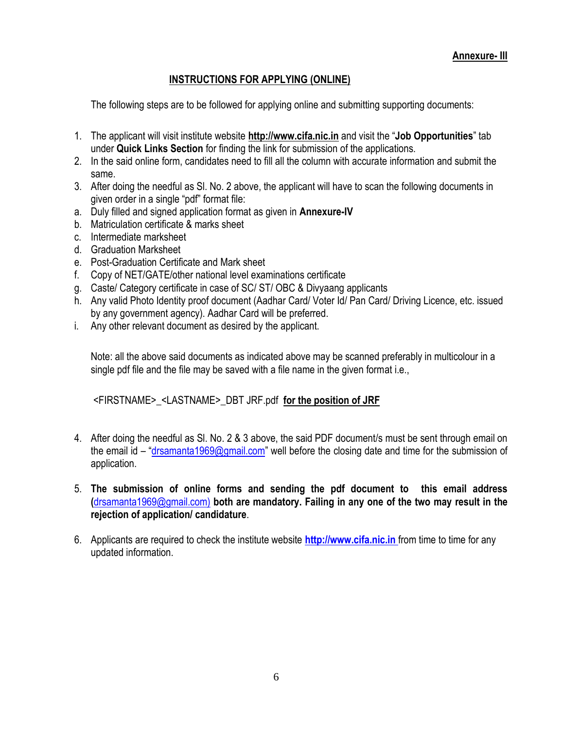**Annexure- III**

## INSTRUCTIONS FOR APPLYING (ONLINE)

The following steps are to be followed for applying online and submitting supporting documents:

1. The applicant will visit institute website **http://www.cifa.nic.in** and visit the "**Job Opportunities**" tab under **Quick Links Section** for finding the link for submission of the applications.
2. In the said online form, candidates need to fill all the column with accurate information and submit the same.
3. After doing the needful as Sl. No. 2 above, the applicant will have to scan the following documents in given order in a single "pdf" format file:

a. Duly filled and signed application format as given in **Annexure-IV**
b. Matriculation certificate & marks sheet
c. Intermediate marksheet
d. Graduation Marksheet
e. Post-Graduation Certificate and Mark sheet
f. Copy of NET/GATE/other national level examinations certificate
g. Caste/ Category certificate in case of SC/ ST/ OBC & Divyaang applicants
h. Any valid Photo Identity proof document (Aadhar Card/ Voter Id/ Pan Card/ Driving Licence, etc. issued by any government agency). Aadhar Card will be preferred.
i. Any other relevant document as desired by the applicant.

Note: all the above said documents as indicated above may be scanned preferably in multicolour in a single pdf file and the file may be saved with a file name in the given format i.e.,

<FIRSTNAME>_<LASTNAME>_DBT JRF.pdf **for the position of JRF**

4. After doing the needful as Sl. No. 2 & 3 above, the said PDF document/s must be sent through email on the email id – "drsamanta1969@gmail.com" well before the closing date and time for the submission of application.

5. **The submission of online forms and sending the pdf document to this email address (drsamanta1969@gmail.com) both are mandatory. Failing in any one of the two may result in the rejection of application/ candidature**.

6. Applicants are required to check the institute website **http://www.cifa.nic.in** from time to time for any updated information.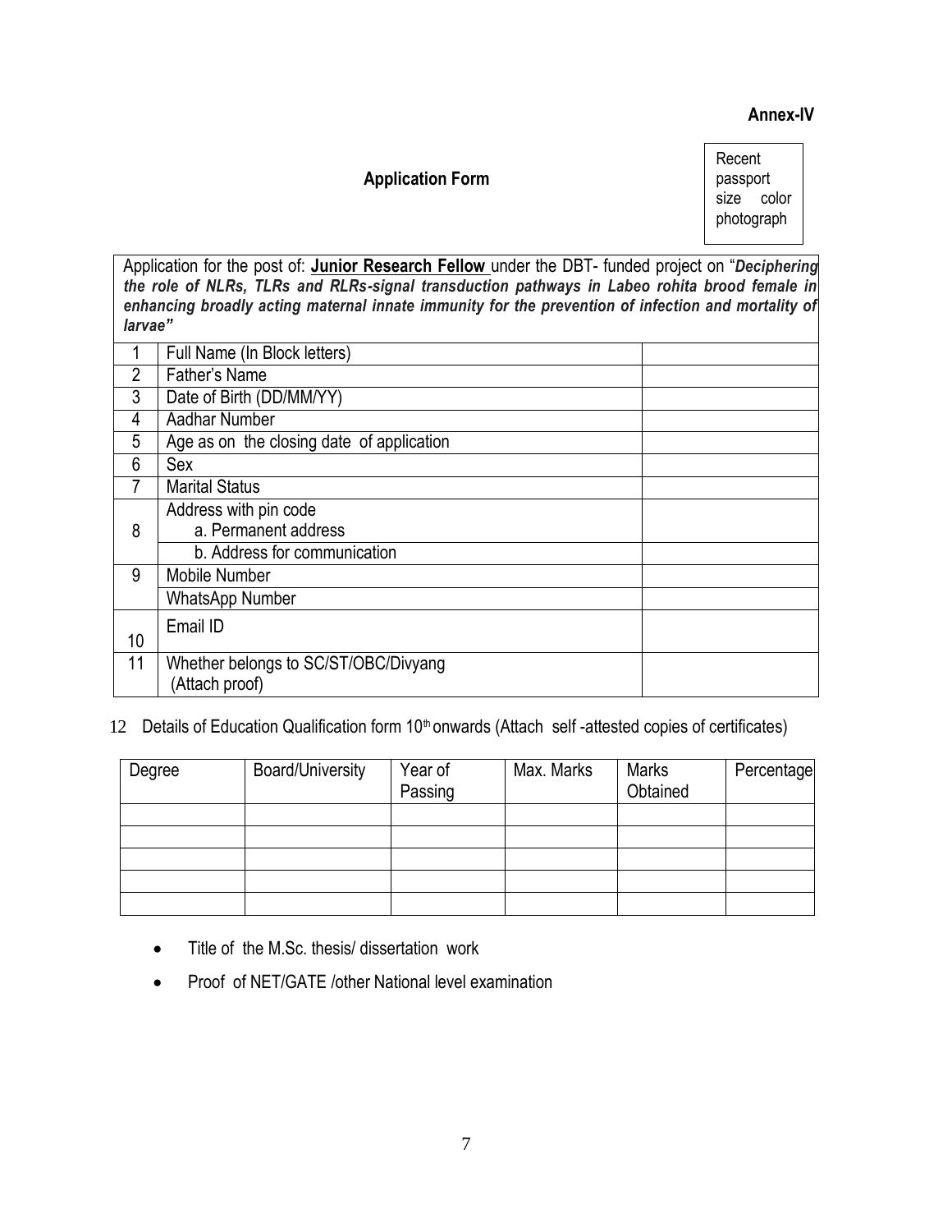**Annex-IV**

## Application Form

Recent passport size color photograph

| Application for the post of: **Junior Research Fellow** under the DBT- funded project on "***Deciphering the role of NLRs, TLRs and RLRs-signal transduction pathways in Labeo rohita brood female in enhancing broadly acting maternal innate immunity for the prevention of infection and mortality of larvae"*** | | |
|---|---|---|
| 1 | Full Name (In Block letters) | |
| 2 | Father's Name | |
| 3 | Date of Birth (DD/MM/YY) | |
| 4 | Aadhar Number | |
| 5 | Age as on the closing date of application | |
| 6 | Sex | |
| 7 | Marital Status | |
| 8 | Address with pin code<br>a. Permanent address | |
| | b. Address for communication | |
| 9 | Mobile Number | |
| | WhatsApp Number | |
| 10 | Email ID | |
| 11 | Whether belongs to SC/ST/OBC/Divyang (Attach proof) | |

12 Details of Education Qualification form 10th onwards (Attach self -attested copies of certificates)

| Degree | Board/University | Year of Passing | Max. Marks | Marks Obtained | Percentage |
|---|---|---|---|---|---|
| | | | | | |
| | | | | | |
| | | | | | |
| | | | | | |
| | | | | | |

- Title of the M.Sc. thesis/ dissertation work
- Proof of NET/GATE /other National level examination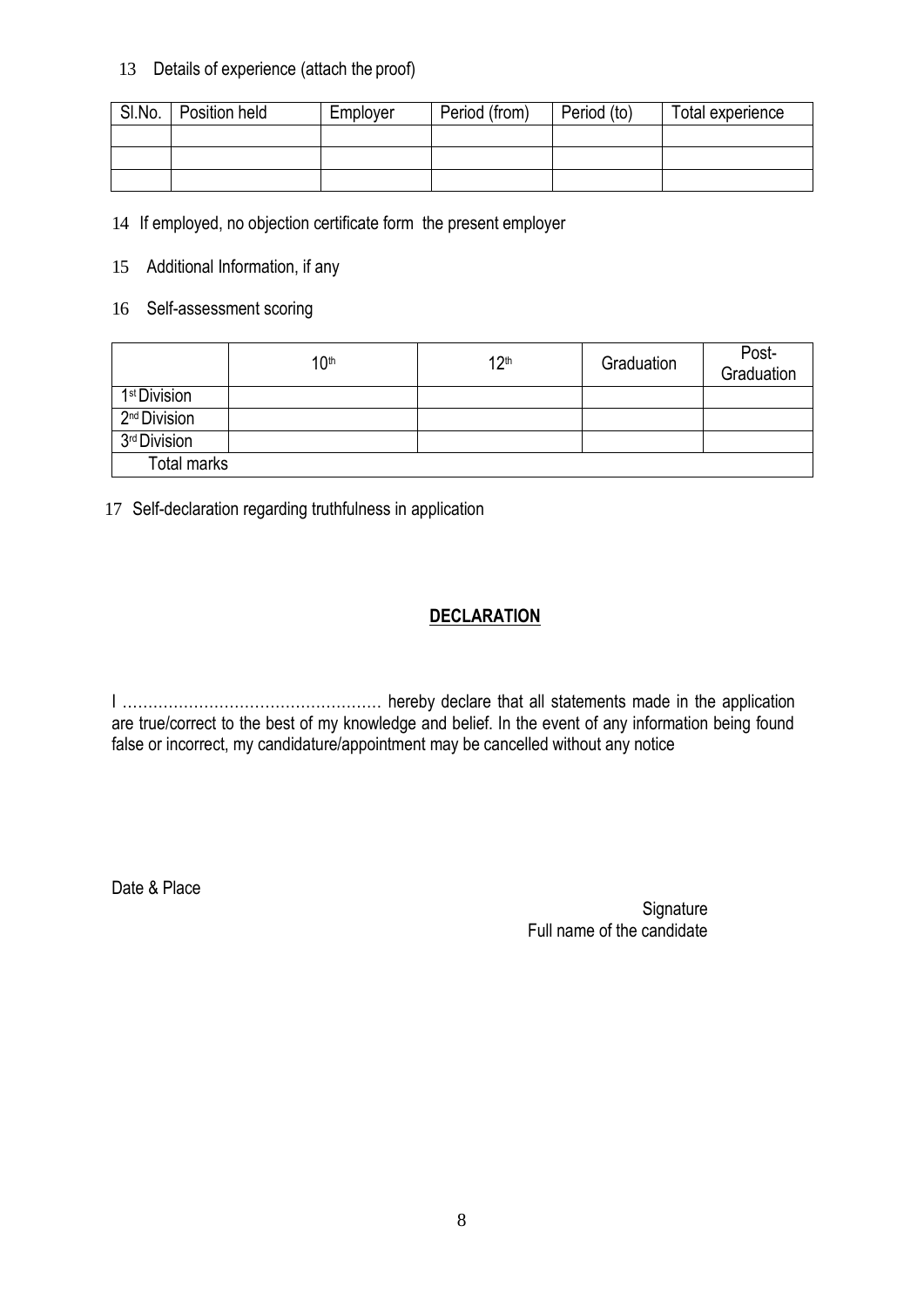13 Details of experience (attach the proof)

| Sl.No. | Position held | Employer | Period (from) | Period (to) | Total experience |
|---|---|---|---|---|---|
| | | | | | |
| | | | | | |
| | | | | | |

14 If employed, no objection certificate form the present employer

15 Additional Information, if any

16 Self-assessment scoring

| | 10th | 12th | Graduation | Post-Graduation |
|---|---|---|---|---|
| 1st Division | | | | |
| 2nd Division | | | | |
| 3rd Division | | | | |
| Total marks | | | | |

17 Self-declaration regarding truthfulness in application

## DECLARATION

I …………………………………………… hereby declare that all statements made in the application are true/correct to the best of my knowledge and belief. In the event of any information being found false or incorrect, my candidature/appointment may be cancelled without any notice

Date & Place

Signature

Full name of the candidate